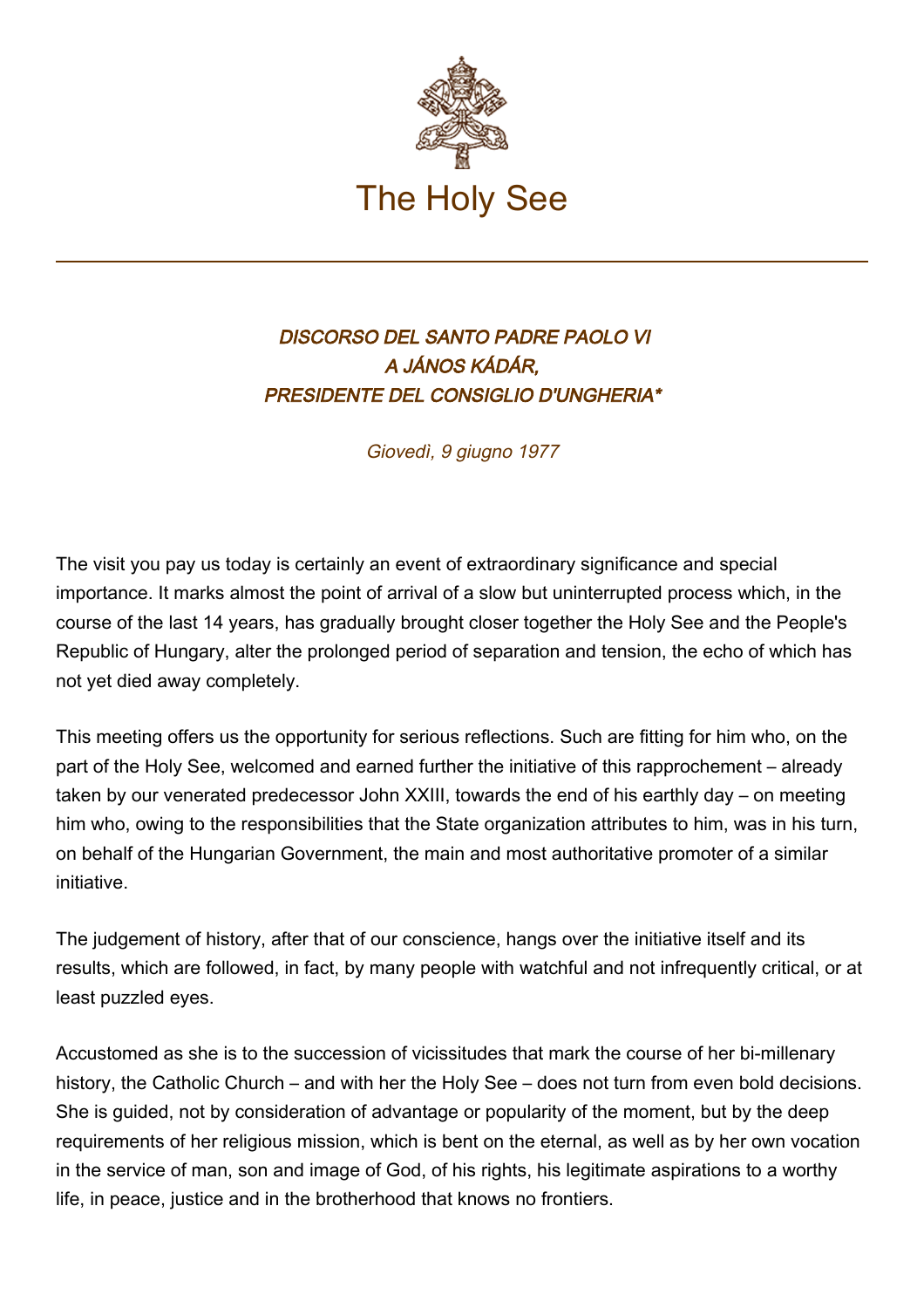# The Holy See

## *DISCORSO DEL SANTO PADRE PAOLO VI A JÁNOS KÁDÁR, PRESIDENTE DEL CONSIGLIO D'UNGHERIA**

*Giovedì, 9 giugno 1977*

The visit you pay us today is certainly an event of extraordinary significance and special importance. It marks almost the point of arrival of a slow but uninterrupted process which, in the course of the last 14 years, has gradually brought closer together the Holy See and the People's Republic of Hungary, alter the prolonged period of separation and tension, the echo of which has not yet died away completely.

This meeting offers us the opportunity for serious reflections. Such are fitting for him who, on the part of the Holy See, welcomed and earned further the initiative of this rapprochement – already taken by our venerated predecessor John XXIII, towards the end of his earthly day – on meeting him who, owing to the responsibilities that the State organization attributes to him, was in his turn, on behalf of the Hungarian Government, the main and most authoritative promoter of a similar initiative.

The judgement of history, after that of our conscience, hangs over the initiative itself and its results, which are followed, in fact, by many people with watchful and not infrequently critical, or at least puzzled eyes.

Accustomed as she is to the succession of vicissitudes that mark the course of her bi-millenary history, the Catholic Church – and with her the Holy See – does not turn from even bold decisions. She is guided, not by consideration of advantage or popularity of the moment, but by the deep requirements of her religious mission, which is bent on the eternal, as well as by her own vocation in the service of man, son and image of God, of his rights, his legitimate aspirations to a worthy life, in peace, justice and in the brotherhood that knows no frontiers.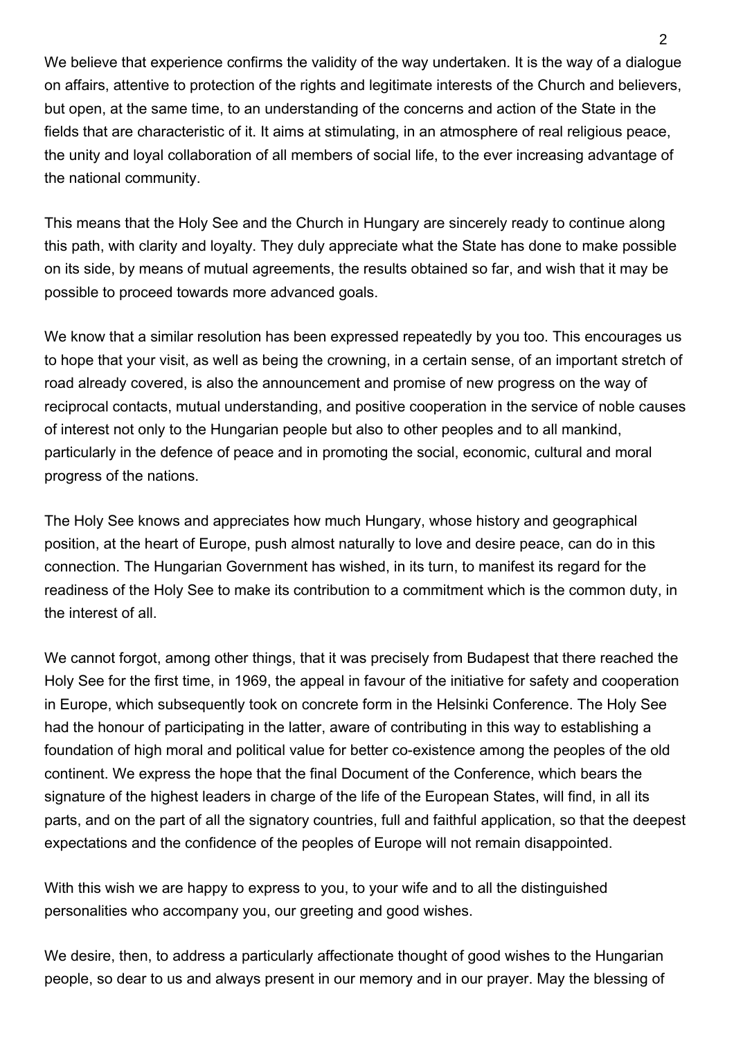We believe that experience confirms the validity of the way undertaken. It is the way of a dialogue on affairs, attentive to protection of the rights and legitimate interests of the Church and believers, but open, at the same time, to an understanding of the concerns and action of the State in the fields that are characteristic of it. It aims at stimulating, in an atmosphere of real religious peace, the unity and loyal collaboration of all members of social life, to the ever increasing advantage of the national community.

This means that the Holy See and the Church in Hungary are sincerely ready to continue along this path, with clarity and loyalty. They duly appreciate what the State has done to make possible on its side, by means of mutual agreements, the results obtained so far, and wish that it may be possible to proceed towards more advanced goals.

We know that a similar resolution has been expressed repeatedly by you too. This encourages us to hope that your visit, as well as being the crowning, in a certain sense, of an important stretch of road already covered, is also the announcement and promise of new progress on the way of reciprocal contacts, mutual understanding, and positive cooperation in the service of noble causes of interest not only to the Hungarian people but also to other peoples and to all mankind, particularly in the defence of peace and in promoting the social, economic, cultural and moral progress of the nations.

The Holy See knows and appreciates how much Hungary, whose history and geographical position, at the heart of Europe, push almost naturally to love and desire peace, can do in this connection. The Hungarian Government has wished, in its turn, to manifest its regard for the readiness of the Holy See to make its contribution to a commitment which is the common duty, in the interest of all.

We cannot forgot, among other things, that it was precisely from Budapest that there reached the Holy See for the first time, in 1969, the appeal in favour of the initiative for safety and cooperation in Europe, which subsequently took on concrete form in the Helsinki Conference. The Holy See had the honour of participating in the latter, aware of contributing in this way to establishing a foundation of high moral and political value for better co-existence among the peoples of the old continent. We express the hope that the final Document of the Conference, which bears the signature of the highest leaders in charge of the life of the European States, will find, in all its parts, and on the part of all the signatory countries, full and faithful application, so that the deepest expectations and the confidence of the peoples of Europe will not remain disappointed.

With this wish we are happy to express to you, to your wife and to all the distinguished personalities who accompany you, our greeting and good wishes.

We desire, then, to address a particularly affectionate thought of good wishes to the Hungarian people, so dear to us and always present in our memory and in our prayer. May the blessing of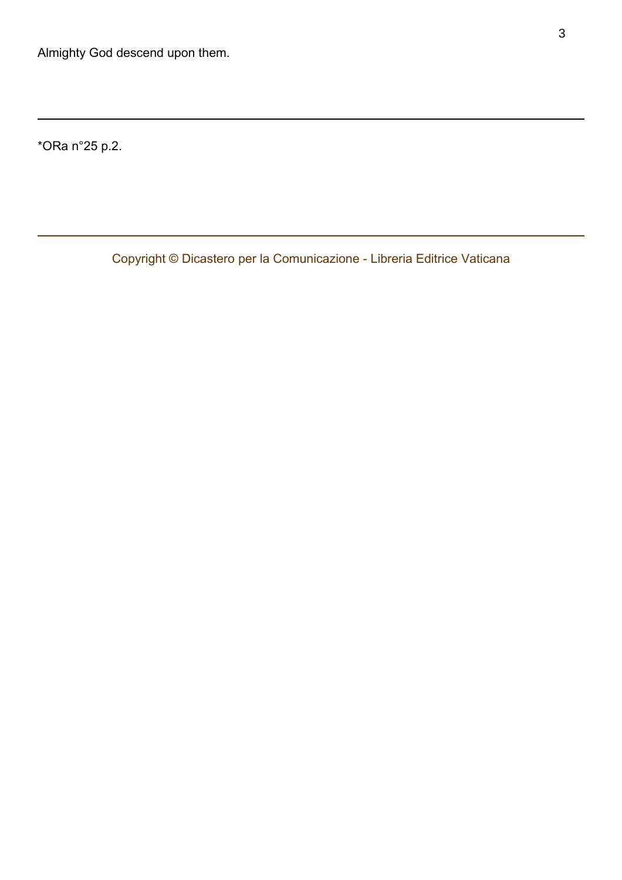Almighty God descend upon them.

---

*ORa n°25 p.2.

---

Copyright © Dicastero per la Comunicazione - Libreria Editrice Vaticana